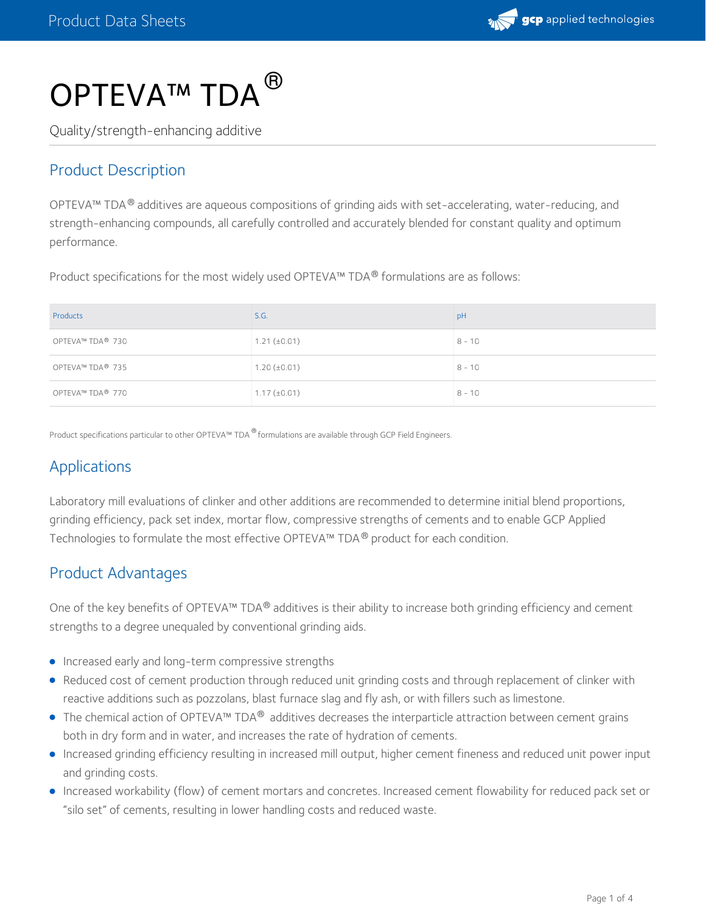# OPTEVA™ TDA®

Quality/strength-enhancing additive

## Product Description

OPTEVA™ TDA® additives are aqueous compositions of grinding aids with set-accelerating, water-reducing, and strength-enhancing compounds, all carefully controlled and accurately blended for constant quality and optimum performance.

Product specifications for the most widely used OPTEVA™ TDA® formulations are as follows:

| Products | S.G. | pH |
| --- | --- | --- |
| OPTEVA™ TDA® 730 | 1.21 (±0.01) | 8 - 10 |
| OPTEVA™ TDA® 735 | 1.20 (±0.01) | 8 - 10 |
| OPTEVA™ TDA® 770 | 1.17 (±0.01) | 8 - 10 |

Product specifications particular to other OPTEVA™ TDA® formulations are available through GCP Field Engineers.

## Applications

Laboratory mill evaluations of clinker and other additions are recommended to determine initial blend proportions, grinding efficiency, pack set index, mortar flow, compressive strengths of cements and to enable GCP Applied Technologies to formulate the most effective OPTEVA™ TDA® product for each condition.

## Product Advantages

One of the key benefits of OPTEVA™ TDA® additives is their ability to increase both grinding efficiency and cement strengths to a degree unequaled by conventional grinding aids.

- Increased early and long-term compressive strengths
- Reduced cost of cement production through reduced unit grinding costs and through replacement of clinker with reactive additions such as pozzolans, blast furnace slag and fly ash, or with fillers such as limestone.
- The chemical action of OPTEVA™ TDA® additives decreases the interparticle attraction between cement grains both in dry form and in water, and increases the rate of hydration of cements.
- Increased grinding efficiency resulting in increased mill output, higher cement fineness and reduced unit power input and grinding costs.
- Increased workability (flow) of cement mortars and concretes. Increased cement flowability for reduced pack set or "silo set" of cements, resulting in lower handling costs and reduced waste.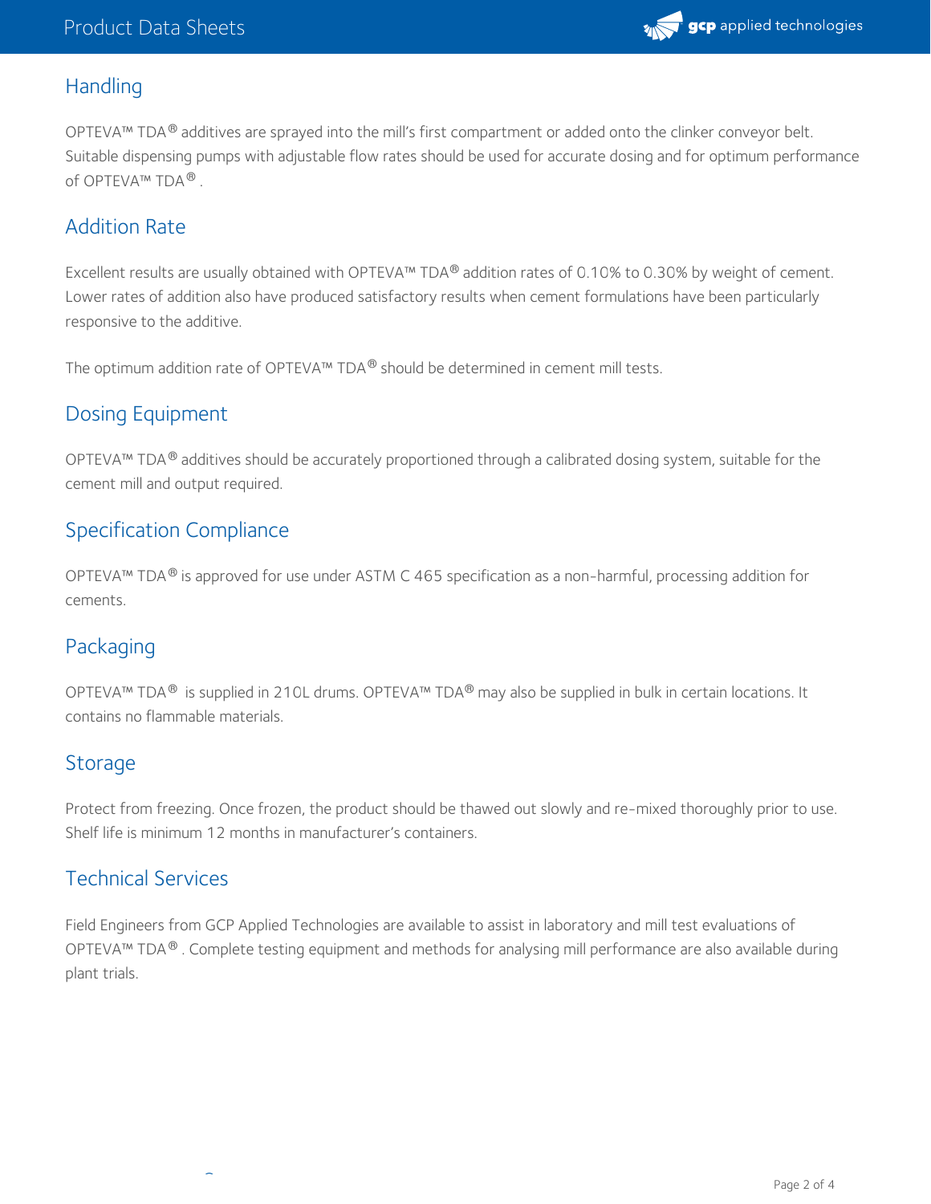## Handling

OPTEVA™ TDA® additives are sprayed into the mill's first compartment or added onto the clinker conveyor belt. Suitable dispensing pumps with adjustable flow rates should be used for accurate dosing and for optimum performance of OPTEVA™ TDA® .

## Addition Rate

Excellent results are usually obtained with OPTEVA™ TDA® addition rates of 0.10% to 0.30% by weight of cement. Lower rates of addition also have produced satisfactory results when cement formulations have been particularly responsive to the additive.

The optimum addition rate of OPTEVA™ TDA® should be determined in cement mill tests.

## Dosing Equipment

OPTEVA™ TDA® additives should be accurately proportioned through a calibrated dosing system, suitable for the cement mill and output required.

## Specification Compliance

OPTEVA™ TDA® is approved for use under ASTM C 465 specification as a non-harmful, processing addition for cements.

## Packaging

OPTEVA™ TDA® is supplied in 210L drums. OPTEVA™ TDA® may also be supplied in bulk in certain locations. It contains no flammable materials.

## Storage

Protect from freezing. Once frozen, the product should be thawed out slowly and re-mixed thoroughly prior to use. Shelf life is minimum 12 months in manufacturer's containers.

## Technical Services

Field Engineers from GCP Applied Technologies are available to assist in laboratory and mill test evaluations of OPTEVA™ TDA® . Complete testing equipment and methods for analysing mill performance are also available during plant trials.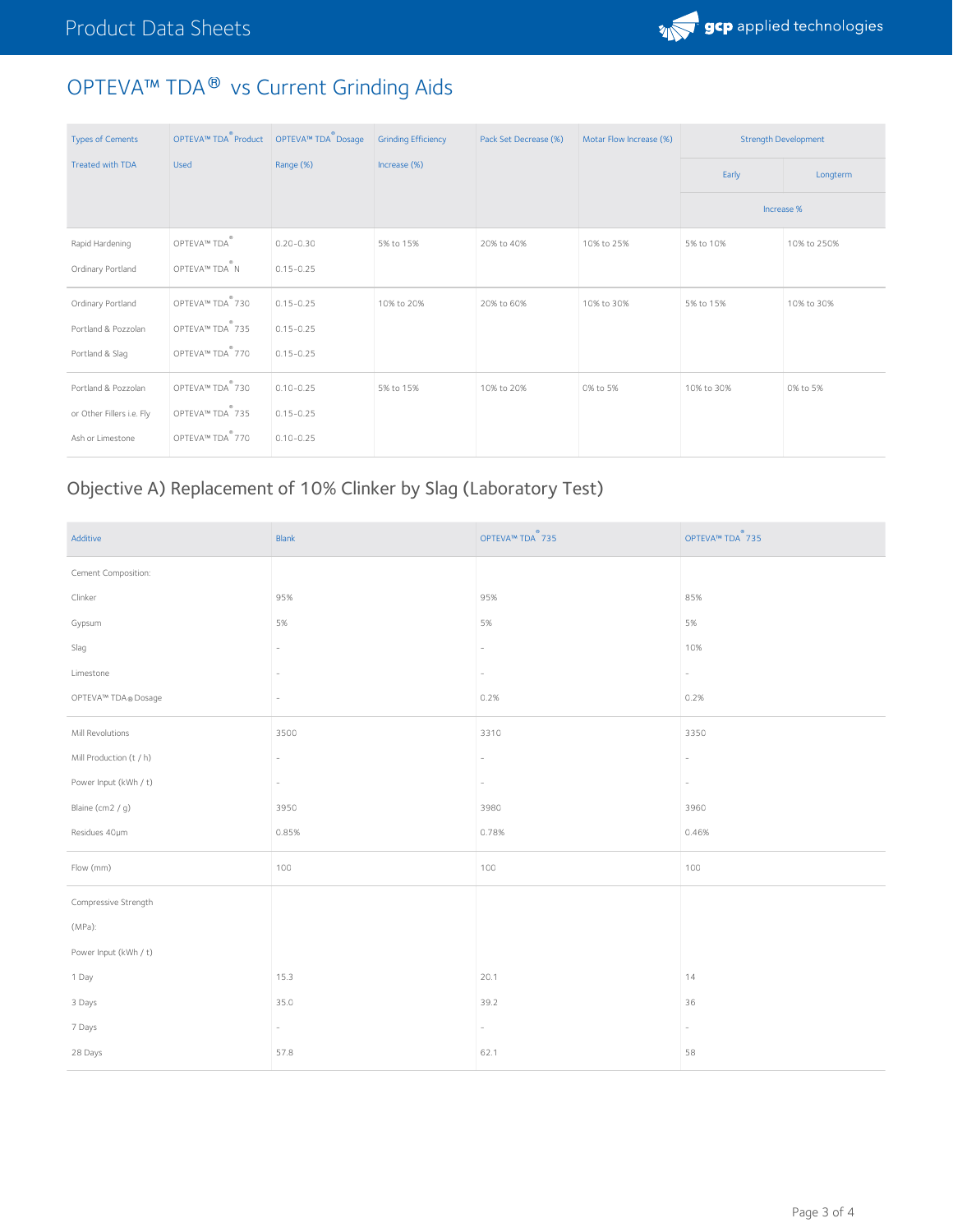## OPTEVA™ TDA® vs Current Grinding Aids

| Types of Cements Treated with TDA | OPTEVA™ TDA® Product Used | OPTEVA™ TDA® Dosage Range (%) | Grinding Efficiency Increase (%) | Pack Set Decrease (%) | Motar Flow Increase (%) | Strength Development | |
|---|---|---|---|---|---|---|---|
| | | | | | | Early | Longterm |
| | | | | | | Increase % | |
| Rapid Hardening<br>Ordinary Portland | OPTEVA™ TDA®<br>OPTEVA™ TDA® N | 0.20-0.30<br>0.15-0.25 | 5% to 15% | 20% to 40% | 10% to 25% | 5% to 10% | 10% to 250% |
| Ordinary Portland<br>Portland & Pozzolan<br>Portland & Slag | OPTEVA™ TDA® 730<br>OPTEVA™ TDA® 735<br>OPTEVA™ TDA® 770 | 0.15-0.25<br>0.15-0.25<br>0.15-0.25 | 10% to 20% | 20% to 60% | 10% to 30% | 5% to 15% | 10% to 30% |
| Portland & Pozzolan or Other Fillers i.e. Fly Ash or Limestone | OPTEVA™ TDA® 730<br>OPTEVA™ TDA® 735<br>OPTEVA™ TDA® 770 | 0.10-0.25<br>0.15-0.25<br>0.10-0.25 | 5% to 15% | 10% to 20% | 0% to 5% | 10% to 30% | 0% to 5% |

## Objective A) Replacement of 10% Clinker by Slag (Laboratory Test)

| Additive | Blank | OPTEVA™ TDA® 735 | OPTEVA™ TDA® 735 |
|---|---|---|---|
| Cement Composition: | | | |
| Clinker | 95% | 95% | 85% |
| Gypsum | 5% | 5% | 5% |
| Slag | - | - | 10% |
| Limestone | - | - | - |
| OPTEVA™ TDA® Dosage | - | 0.2% | 0.2% |
| Mill Revolutions | 3500 | 3310 | 3350 |
| Mill Production (t / h) | - | - | - |
| Power Input (kWh / t) | - | - | - |
| Blaine (cm2 / g) | 3950 | 3980 | 3960 |
| Residues 40μm | 0.85% | 0.78% | 0.46% |
| Flow (mm) | 100 | 100 | 100 |
| Compressive Strength (MPa): | | | |
| Power Input (kWh / t) | | | |
| 1 Day | 15.3 | 20.1 | 14 |
| 3 Days | 35.0 | 39.2 | 36 |
| 7 Days | - | - | - |
| 28 Days | 57.8 | 62.1 | 58 |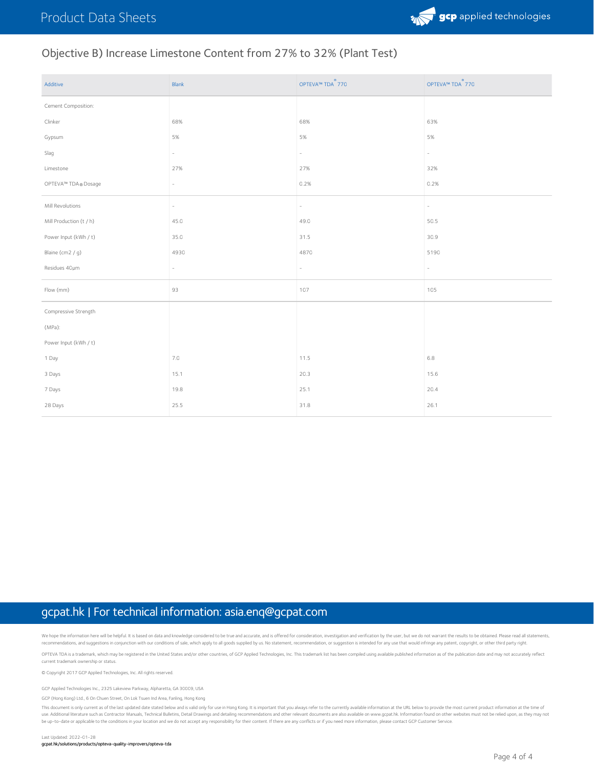## Objective B) Increase Limestone Content from 27% to 32% (Plant Test)

| Additive | Blank | OPTEVA™ TDA® 770 | OPTEVA™ TDA® 770 |
|---|---|---|---|
| Cement Composition: | | | |
| Clinker | 68% | 68% | 63% |
| Gypsum | 5% | 5% | 5% |
| Slag | - | - | - |
| Limestone | 27% | 27% | 32% |
| OPTEVA™ TDA® Dosage | - | 0.2% | 0.2% |
| Mill Revolutions | - | - | - |
| Mill Production (t / h) | 45.0 | 49.0 | 50.5 |
| Power Input (kWh / t) | 35.0 | 31.5 | 30.9 |
| Blaine (cm2 / g) | 4930 | 4870 | 5190 |
| Residues 40µm | - | - | - |
| Flow (mm) | 93 | 107 | 105 |
| Compressive Strength | | | |
| (MPa): | | | |
| Power Input (kWh / t) | | | |
| 1 Day | 7.0 | 11.5 | 6.8 |
| 3 Days | 15.1 | 20.3 | 15.6 |
| 7 Days | 19.8 | 25.1 | 20.4 |
| 28 Days | 25.5 | 31.8 | 26.1 |

## gcpat.hk | For technical information: asia.enq@gcpat.com

We hope the information here will be helpful. It is based on data and knowledge considered to be true and accurate, and is offered for consideration, investigation and verification by the user, but we do not warrant the results to be obtained. Please read all statements, recommendations, and suggestions in conjunction with our conditions of sale, which apply to all goods supplied by us. No statement, recommendation, or suggestion is intended for any use that would infringe any patent, copyright, or other third party right.

OPTEVA TDA is a trademark, which may be registered in the United States and/or other countries, of GCP Applied Technologies, Inc. This trademark list has been compiled using available published information as of the publication date and may not accurately reflect current trademark ownership or status.

© Copyright 2017 GCP Applied Technologies, Inc. All rights reserved.

GCP Applied Technologies Inc., 2325 Lakeview Parkway, Alpharetta, GA 30009, USA

GCP (Hong Kong) Ltd., 6 On Chuen Street, On Lok Tsuen Ind Area, Fanling, Hong Kong

This document is only current as of the last updated date stated below and is valid only for use in Hong Kong. It is important that you always refer to the currently available information at the URL below to provide the most current product information at the time of use. Additional literature such as Contractor Manuals, Technical Bulletins, Detail Drawings and detailing recommendations and other relevant documents are also available on www.gcpat.hk. Information found on other websites must not be relied upon, as they may not be up-to-date or applicable to the conditions in your location and we do not accept any responsibility for their content. If there are any conflicts or if you need more information, please contact GCP Customer Service.

Last Updated: 2022-01-28
gcpat.hk/solutions/products/opteva-quality-improvers/opteva-tda